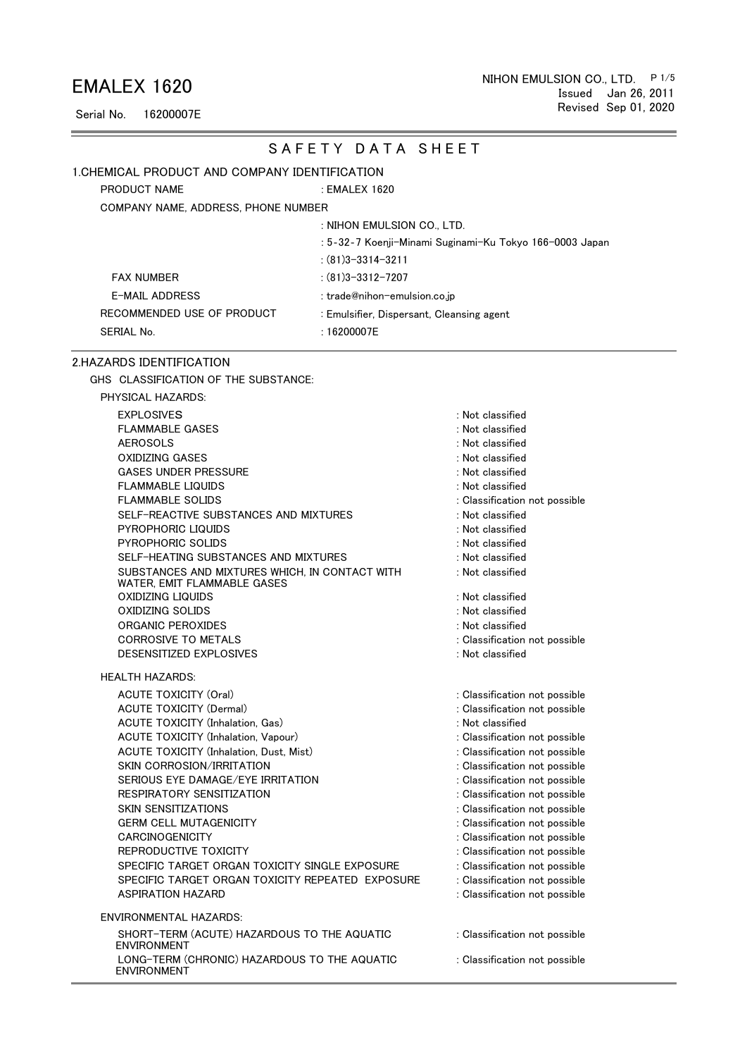# EMALEX 1620

Serial No. 16200007E

NIHON EMULSION CO., LTD.
Issued Jan 26, 2011
Revised Sep 01, 2020

## SAFETY DATA SHEET

### 1.CHEMICAL PRODUCT AND COMPANY IDENTIFICATION

PRODUCT NAME : EMALEX 1620

COMPANY NAME, ADDRESS, PHONE NUMBER

: NIHON EMULSION CO., LTD.

: 5-32-7 Koenji-Minami Suginami-Ku Tokyo 166-0003 Japan

: (81)3-3314-3211

FAX NUMBER : (81)3-3312-7207

E-MAIL ADDRESS : trade@nihon-emulsion.co.jp

RECOMMENDED USE OF PRODUCT : Emulsifier, Dispersant, Cleansing agent

SERIAL No. : 16200007E

### 2.HAZARDS IDENTIFICATION

GHS CLASSIFICATION OF THE SUBSTANCE:

PHYSICAL HAZARDS:

| | |
|---|---|
| EXPLOSIVES | : Not classified |
| FLAMMABLE GASES | : Not classified |
| AEROSOLS | : Not classified |
| OXIDIZING GASES | : Not classified |
| GASES UNDER PRESSURE | : Not classified |
| FLAMMABLE LIQUIDS | : Not classified |
| FLAMMABLE SOLIDS | : Classification not possible |
| SELF-REACTIVE SUBSTANCES AND MIXTURES | : Not classified |
| PYROPHORIC LIQUIDS | : Not classified |
| PYROPHORIC SOLIDS | : Not classified |
| SELF-HEATING SUBSTANCES AND MIXTURES | : Not classified |
| SUBSTANCES AND MIXTURES WHICH, IN CONTACT WITH WATER, EMIT FLAMMABLE GASES | : Not classified |
| OXIDIZING LIQUIDS | : Not classified |
| OXIDIZING SOLIDS | : Not classified |
| ORGANIC PEROXIDES | : Not classified |
| CORROSIVE TO METALS | : Classification not possible |
| DESENSITIZED EXPLOSIVES | : Not classified |

HEALTH HAZARDS:

| | |
|---|---|
| ACUTE TOXICITY (Oral) | : Classification not possible |
| ACUTE TOXICITY (Dermal) | : Classification not possible |
| ACUTE TOXICITY (Inhalation, Gas) | : Not classified |
| ACUTE TOXICITY (Inhalation, Vapour) | : Classification not possible |
| ACUTE TOXICITY (Inhalation, Dust, Mist) | : Classification not possible |
| SKIN CORROSION/IRRITATION | : Classification not possible |
| SERIOUS EYE DAMAGE/EYE IRRITATION | : Classification not possible |
| RESPIRATORY SENSITIZATION | : Classification not possible |
| SKIN SENSITIZATIONS | : Classification not possible |
| GERM CELL MUTAGENICITY | : Classification not possible |
| CARCINOGENICITY | : Classification not possible |
| REPRODUCTIVE TOXICITY | : Classification not possible |
| SPECIFIC TARGET ORGAN TOXICITY SINGLE EXPOSURE | : Classification not possible |
| SPECIFIC TARGET ORGAN TOXICITY REPEATED EXPOSURE | : Classification not possible |
| ASPIRATION HAZARD | : Classification not possible |

ENVIRONMENTAL HAZARDS:

| | |
|---|---|
| SHORT-TERM (ACUTE) HAZARDOUS TO THE AQUATIC ENVIRONMENT | : Classification not possible |
| LONG-TERM (CHRONIC) HAZARDOUS TO THE AQUATIC ENVIRONMENT | : Classification not possible |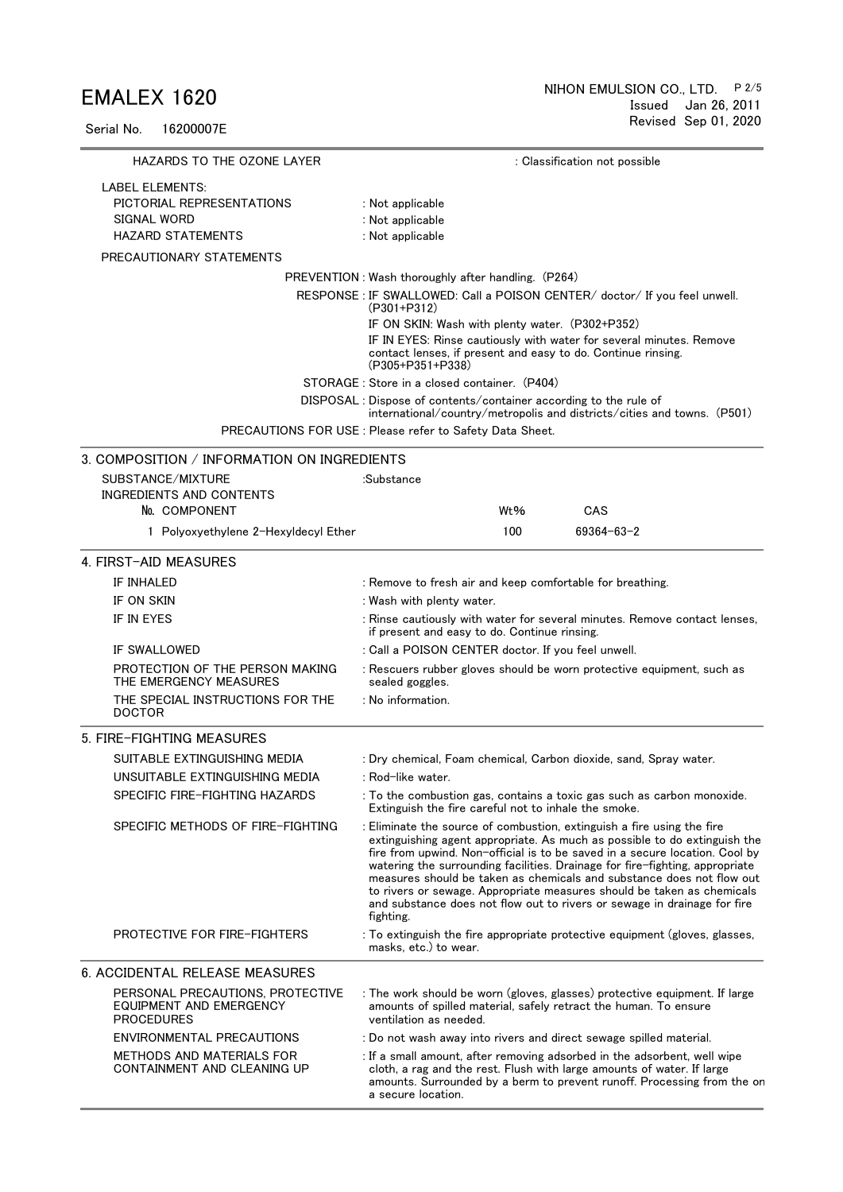HAZARDS TO THE OZONE LAYER : Classification not possible

LABEL ELEMENTS:

| | |
|---|---|
| PICTORIAL REPRESENTATIONS | : Not applicable |
| SIGNAL WORD | : Not applicable |
| HAZARD STATEMENTS | : Not applicable |

PRECAUTIONARY STATEMENTS

| | |
|---|---|
| PREVENTION | : Wash thoroughly after handling. (P264) |
| RESPONSE | : IF SWALLOWED: Call a POISON CENTER/ doctor/ If you feel unwell. (P301+P312)<br>IF ON SKIN: Wash with plenty water. (P302+P352)<br>IF IN EYES: Rinse cautiously with water for several minutes. Remove contact lenses, if present and easy to do. Continue rinsing. (P305+P351+P338) |
| STORAGE | : Store in a closed container. (P404) |
| DISPOSAL | : Dispose of contents/container according to the rule of international/country/metropolis and districts/cities and towns. (P501) |
| PRECAUTIONS FOR USE | : Please refer to Safety Data Sheet. |

## 3. COMPOSITION / INFORMATION ON INGREDIENTS

SUBSTANCE/MIXTURE :Substance

INGREDIENTS AND CONTENTS

| №. | COMPONENT | Wt% | CAS |
|---|---|---|---|
| 1 | Polyoxyethylene 2-Hexyldecyl Ether | 100 | 69364-63-2 |

## 4. FIRST-AID MEASURES

| | |
|---|---|
| IF INHALED | : Remove to fresh air and keep comfortable for breathing. |
| IF ON SKIN | : Wash with plenty water. |
| IF IN EYES | : Rinse cautiously with water for several minutes. Remove contact lenses, if present and easy to do. Continue rinsing. |
| IF SWALLOWED | : Call a POISON CENTER doctor. If you feel unwell. |
| PROTECTION OF THE PERSON MAKING THE EMERGENCY MEASURES | : Rescuers rubber gloves should be worn protective equipment, such as sealed goggles. |
| THE SPECIAL INSTRUCTIONS FOR THE DOCTOR | : No information. |

## 5. FIRE-FIGHTING MEASURES

| | |
|---|---|
| SUITABLE EXTINGUISHING MEDIA | : Dry chemical, Foam chemical, Carbon dioxide, sand, Spray water. |
| UNSUITABLE EXTINGUISHING MEDIA | : Rod-like water. |
| SPECIFIC FIRE-FIGHTING HAZARDS | : To the combustion gas, contains a toxic gas such as carbon monoxide. Extinguish the fire careful not to inhale the smoke. |
| SPECIFIC METHODS OF FIRE-FIGHTING | : Eliminate the source of combustion, extinguish a fire using the fire extinguishing agent appropriate. As much as possible to do extinguish the fire from upwind. Non-official is to be saved in a secure location. Cool by watering the surrounding facilities. Drainage for fire-fighting, appropriate measures should be taken as chemicals and substance does not flow out to rivers or sewage. Appropriate measures should be taken as chemicals and substance does not flow out to rivers or sewage in drainage for fire fighting. |
| PROTECTIVE FOR FIRE-FIGHTERS | : To extinguish the fire appropriate protective equipment (gloves, glasses, masks, etc.) to wear. |

## 6. ACCIDENTAL RELEASE MEASURES

| | |
|---|---|
| PERSONAL PRECAUTIONS, PROTECTIVE EQUIPMENT AND EMERGENCY PROCEDURES | : The work should be worn (gloves, glasses) protective equipment. If large amounts of spilled material, safely retract the human. To ensure ventilation as needed. |
| ENVIRONMENTAL PRECAUTIONS | : Do not wash away into rivers and direct sewage spilled material. |
| METHODS AND MATERIALS FOR CONTAINMENT AND CLEANING UP | : If a small amount, after removing adsorbed in the adsorbent, well wipe cloth, a rag and the rest. Flush with large amounts of water. If large amounts. Surrounded by a berm to prevent runoff. Processing from the on a secure location. |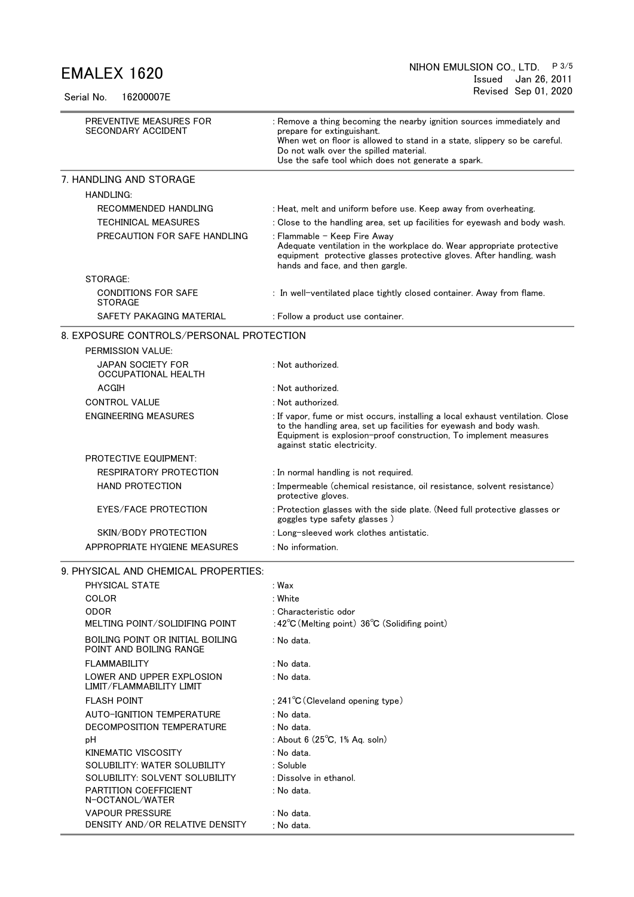| | |
|---|---|
| PREVENTIVE MEASURES FOR SECONDARY ACCIDENT | : Remove a thing becoming the nearby ignition sources immediately and prepare for extinguishant. When wet on floor is allowed to stand in a state, slippery so be careful. Do not walk over the spilled material. Use the safe tool which does not generate a spark. |

## 7. HANDLING AND STORAGE

HANDLING:

| | |
|---|---|
| RECOMMENDED HANDLING | : Heat, melt and uniform before use. Keep away from overheating. |
| TECHINICAL MEASURES | : Close to the handling area, set up facilities for eyewash and body wash. |
| PRECAUTION FOR SAFE HANDLING | : Flammable - Keep Fire Away Adequate ventilation in the workplace do. Wear appropriate protective equipment protective glasses protective gloves. After handling, wash hands and face, and then gargle. |

STORAGE:

| | |
|---|---|
| CONDITIONS FOR SAFE STORAGE | : In well-ventilated place tightly closed container. Away from flame. |
| SAFETY PAKAGING MATERIAL | : Follow a product use container. |

## 8. EXPOSURE CONTROLS/PERSONAL PROTECTION

PERMISSION VALUE:

| | |
|---|---|
| JAPAN SOCIETY FOR OCCUPATIONAL HEALTH | : Not authorized. |
| ACGIH | : Not authorized. |
| CONTROL VALUE | : Not authorized. |
| ENGINEERING MEASURES | : If vapor, fume or mist occurs, installing a local exhaust ventilation. Close to the handling area, set up facilities for eyewash and body wash. Equipment is explosion-proof construction, To implement measures against static electricity. |

PROTECTIVE EQUIPMENT:

| | |
|---|---|
| RESPIRATORY PROTECTION | : In normal handling is not required. |
| HAND PROTECTION | : Impermeable (chemical resistance, oil resistance, solvent resistance) protective gloves. |
| EYES/FACE PROTECTION | : Protection glasses with the side plate. (Need full protective glasses or goggles type safety glasses ) |
| SKIN/BODY PROTECTION | : Long-sleeved work clothes antistatic. |
| APPROPRIATE HYGIENE MEASURES | : No information. |

## 9. PHYSICAL AND CHEMICAL PROPERTIES:

| | |
|---|---|
| PHYSICAL STATE | : Wax |
| COLOR | : White |
| ODOR | : Characteristic odor |
| MELTING POINT/SOLIDIFING POINT | : 42℃ (Melting point) 36℃ (Solidifing point) |
| BOILING POINT OR INITIAL BOILING POINT AND BOILING RANGE | : No data. |
| FLAMMABILITY | : No data. |
| LOWER AND UPPER EXPLOSION LIMIT/FLAMMABILITY LIMIT | : No data. |
| FLASH POINT | : 241℃ (Cleveland opening type) |
| AUTO-IGNITION TEMPERATURE | : No data. |
| DECOMPOSITION TEMPERATURE | : No data. |
| pH | : About 6 (25℃, 1% Aq. soln) |
| KINEMATIC VISCOSITY | : No data. |
| SOLUBILITY: WATER SOLUBILITY | : Soluble |
| SOLUBILITY: SOLVENT SOLUBILITY | : Dissolve in ethanol. |
| PARTITION COEFFICIENT N-OCTANOL/WATER | : No data. |
| VAPOUR PRESSURE | : No data. |
| DENSITY AND/OR RELATIVE DENSITY | : No data. |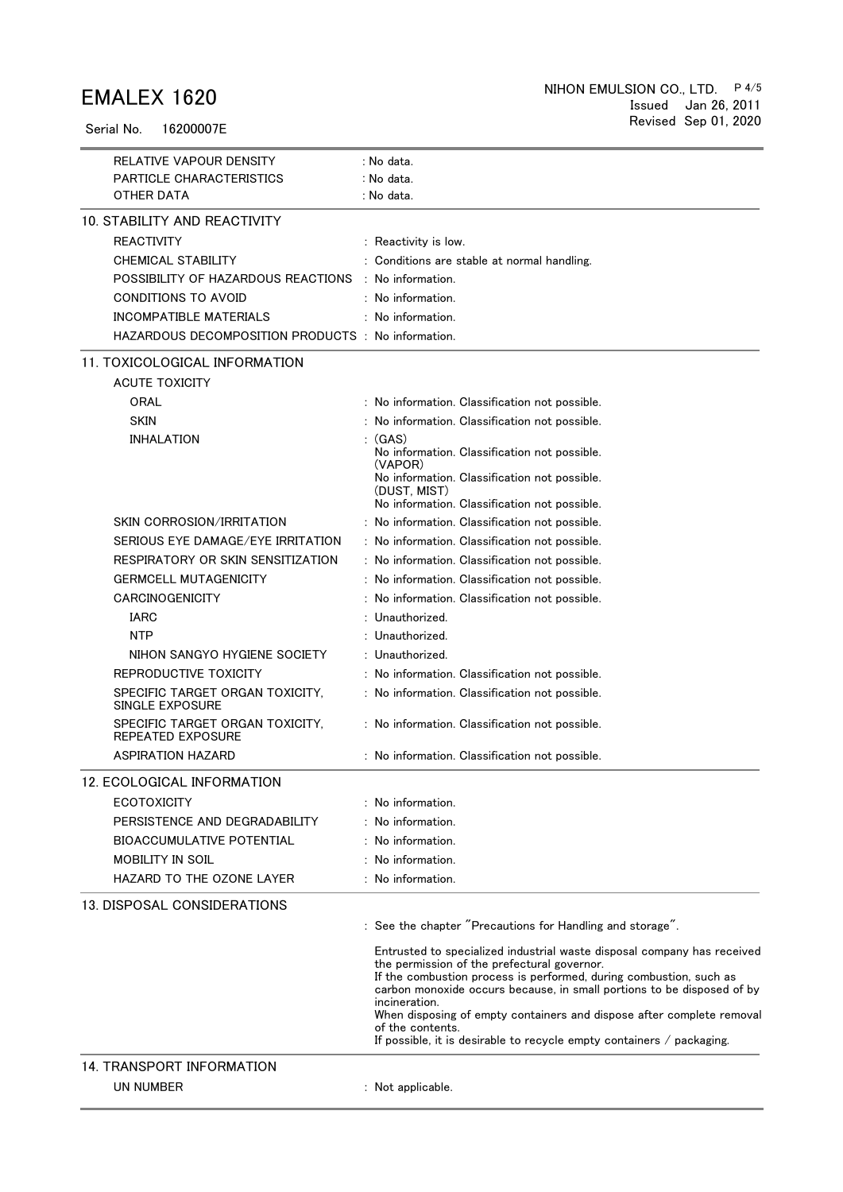| | |
|---|---|
| RELATIVE VAPOUR DENSITY | : No data. |
| PARTICLE CHARACTERISTICS | : No data. |
| OTHER DATA | : No data. |

## 10. STABILITY AND REACTIVITY

| | |
|---|---|
| REACTIVITY | : Reactivity is low. |
| CHEMICAL STABILITY | : Conditions are stable at normal handling. |
| POSSIBILITY OF HAZARDOUS REACTIONS | : No information. |
| CONDITIONS TO AVOID | : No information. |
| INCOMPATIBLE MATERIALS | : No information. |
| HAZARDOUS DECOMPOSITION PRODUCTS | : No information. |

## 11. TOXICOLOGICAL INFORMATION

| | |
|---|---|
| ACUTE TOXICITY | |
| ORAL | : No information. Classification not possible. |
| SKIN | : No information. Classification not possible. |
| INHALATION | : (GAS) No information. Classification not possible. (VAPOR) No information. Classification not possible. (DUST, MIST) No information. Classification not possible. |
| SKIN CORROSION/IRRITATION | : No information. Classification not possible. |
| SERIOUS EYE DAMAGE/EYE IRRITATION | : No information. Classification not possible. |
| RESPIRATORY OR SKIN SENSITIZATION | : No information. Classification not possible. |
| GERMCELL MUTAGENICITY | : No information. Classification not possible. |
| CARCINOGENICITY | : No information. Classification not possible. |
| IARC | : Unauthorized. |
| NTP | : Unauthorized. |
| NIHON SANGYO HYGIENE SOCIETY | : Unauthorized. |
| REPRODUCTIVE TOXICITY | : No information. Classification not possible. |
| SPECIFIC TARGET ORGAN TOXICITY, SINGLE EXPOSURE | : No information. Classification not possible. |
| SPECIFIC TARGET ORGAN TOXICITY, REPEATED EXPOSURE | : No information. Classification not possible. |
| ASPIRATION HAZARD | : No information. Classification not possible. |

## 12. ECOLOGICAL INFORMATION

| | |
|---|---|
| ECOTOXICITY | : No information. |
| PERSISTENCE AND DEGRADABILITY | : No information. |
| BIOACCUMULATIVE POTENTIAL | : No information. |
| MOBILITY IN SOIL | : No information. |
| HAZARD TO THE OZONE LAYER | : No information. |

## 13. DISPOSAL CONSIDERATIONS

: See the chapter "Precautions for Handling and storage".

Entrusted to specialized industrial waste disposal company has received the permission of the prefectural governor.
If the combustion process is performed, during combustion, such as carbon monoxide occurs because, in small portions to be disposed of by incineration.
When disposing of empty containers and dispose after complete removal of the contents.
If possible, it is desirable to recycle empty containers / packaging.

## 14. TRANSPORT INFORMATION

| | |
|---|---|
| UN NUMBER | : Not applicable. |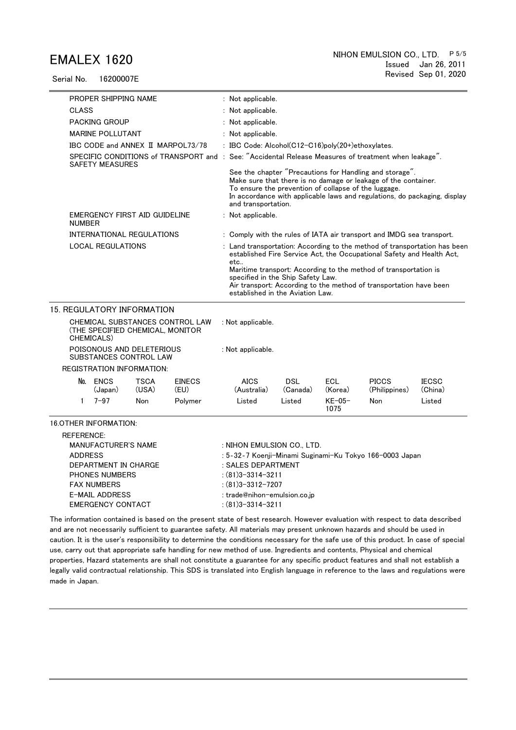| | |
|---|---|
| PROPER SHIPPING NAME | : Not applicable. |
| CLASS | : Not applicable. |
| PACKING GROUP | : Not applicable. |
| MARINE POLLUTANT | : Not applicable. |
| IBC CODE and ANNEX Ⅱ MARPOL73/78 | : IBC Code: Alcohol(C12-C16)poly(20+)ethoxylates. |
| SPECIFIC CONDITIONS of TRANSPORT and SAFETY MEASURES | : See: "Accidental Release Measures of treatment when leakage". See the chapter "Precautions for Handling and storage". Make sure that there is no damage or leakage of the container. To ensure the prevention of collapse of the luggage. In accordance with applicable laws and regulations, do packaging, display and transportation. |
| EMERGENCY FIRST AID GUIDELINE NUMBER | : Not applicable. |
| INTERNATIONAL REGULATIONS | : Comply with the rules of IATA air transport and IMDG sea transport. |
| LOCAL REGULATIONS | : Land transportation: According to the method of transportation has been established Fire Service Act, the Occupational Safety and Health Act, etc.. Maritime transport: According to the method of transportation is specified in the Ship Safety Law. Air transport: According to the method of transportation have been established in the Aviation Law. |

## 15. REGULATORY INFORMATION

| | |
|---|---|
| CHEMICAL SUBSTANCES CONTROL LAW (THE SPECIFIED CHEMICAL, MONITOR CHEMICALS) | : Not applicable. |
| POISONOUS AND DELETERIOUS SUBSTANCES CONTROL LAW | : Not applicable. |

REGISTRATION INFORMATION:

| No. | ENCS (Japan) | TSCA (USA) | EINECS (EU) | AICS (Australia) | DSL (Canada) | ECL (Korea) | PICCS (Philippines) | IECSC (China) |
|---|---|---|---|---|---|---|---|---|
| 1 | 7-97 | Non | Polymer | Listed | Listed | KE-05-1075 | Non | Listed |

## 16.OTHER INFORMATION:

REFERENCE:

| | |
|---|---|
| MANUFACTURER'S NAME | : NIHON EMULSION CO., LTD. |
| ADDRESS | : 5-32-7 Koenji-Minami Suginami-Ku Tokyo 166-0003 Japan |
| DEPARTMENT IN CHARGE | : SALES DEPARTMENT |
| PHONES NUMBERS | : (81)3-3314-3211 |
| FAX NUMBERS | : (81)3-3312-7207 |
| E-MAIL ADDRESS | : trade@nihon-emulsion.co.jp |
| EMERGENCY CONTACT | : (81)3-3314-3211 |

The information contained is based on the present state of best research. However evaluation with respect to data described and are not necessarily sufficient to guarantee safety. All materials may present unknown hazards and should be used in caution. It is the user's responsibility to determine the conditions necessary for the safe use of this product. In case of special use, carry out that appropriate safe handling for new method of use. Ingredients and contents, Physical and chemical properties, Hazard statements are shall not constitute a guarantee for any specific product features and shall not establish a legally valid contractual relationship. This SDS is translated into English language in reference to the laws and regulations were made in Japan.